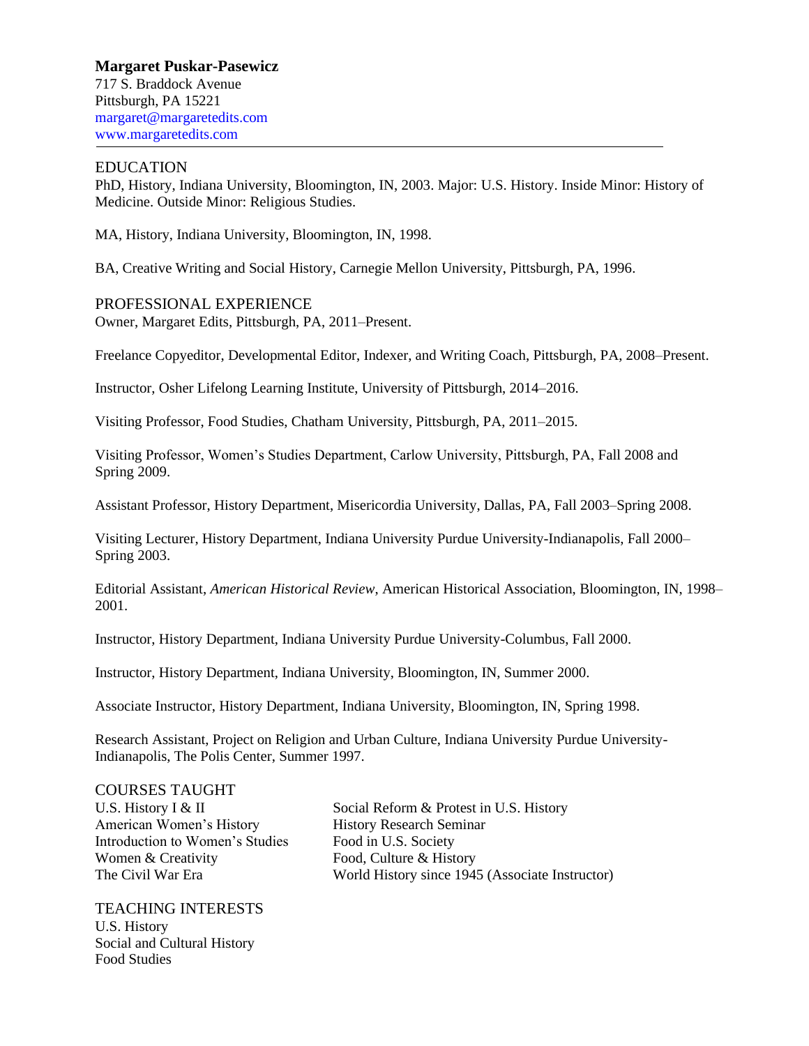**Margaret Puskar-Pasewicz**
717 S. Braddock Avenue
Pittsburgh, PA 15221
margaret@margaretedits.com
www.margaretedits.com

---

## EDUCATION

PhD, History, Indiana University, Bloomington, IN, 2003. Major: U.S. History. Inside Minor: History of Medicine. Outside Minor: Religious Studies.

MA, History, Indiana University, Bloomington, IN, 1998.

BA, Creative Writing and Social History, Carnegie Mellon University, Pittsburgh, PA, 1996.

## PROFESSIONAL EXPERIENCE

Owner, Margaret Edits, Pittsburgh, PA, 2011–Present.

Freelance Copyeditor, Developmental Editor, Indexer, and Writing Coach, Pittsburgh, PA, 2008–Present.

Instructor, Osher Lifelong Learning Institute, University of Pittsburgh, 2014–2016.

Visiting Professor, Food Studies, Chatham University, Pittsburgh, PA, 2011–2015.

Visiting Professor, Women's Studies Department, Carlow University, Pittsburgh, PA, Fall 2008 and Spring 2009.

Assistant Professor, History Department, Misericordia University, Dallas, PA, Fall 2003–Spring 2008.

Visiting Lecturer, History Department, Indiana University Purdue University-Indianapolis, Fall 2000–Spring 2003.

Editorial Assistant, *American Historical Review*, American Historical Association, Bloomington, IN, 1998–2001.

Instructor, History Department, Indiana University Purdue University-Columbus, Fall 2000.

Instructor, History Department, Indiana University, Bloomington, IN, Summer 2000.

Associate Instructor, History Department, Indiana University, Bloomington, IN, Spring 1998.

Research Assistant, Project on Religion and Urban Culture, Indiana University Purdue University-Indianapolis, The Polis Center, Summer 1997.

## COURSES TAUGHT

U.S. History I & II
American Women's History
Introduction to Women's Studies
Women & Creativity
The Civil War Era
Social Reform & Protest in U.S. History
History Research Seminar
Food in U.S. Society
Food, Culture & History
World History since 1945 (Associate Instructor)

## TEACHING INTERESTS

U.S. History
Social and Cultural History
Food Studies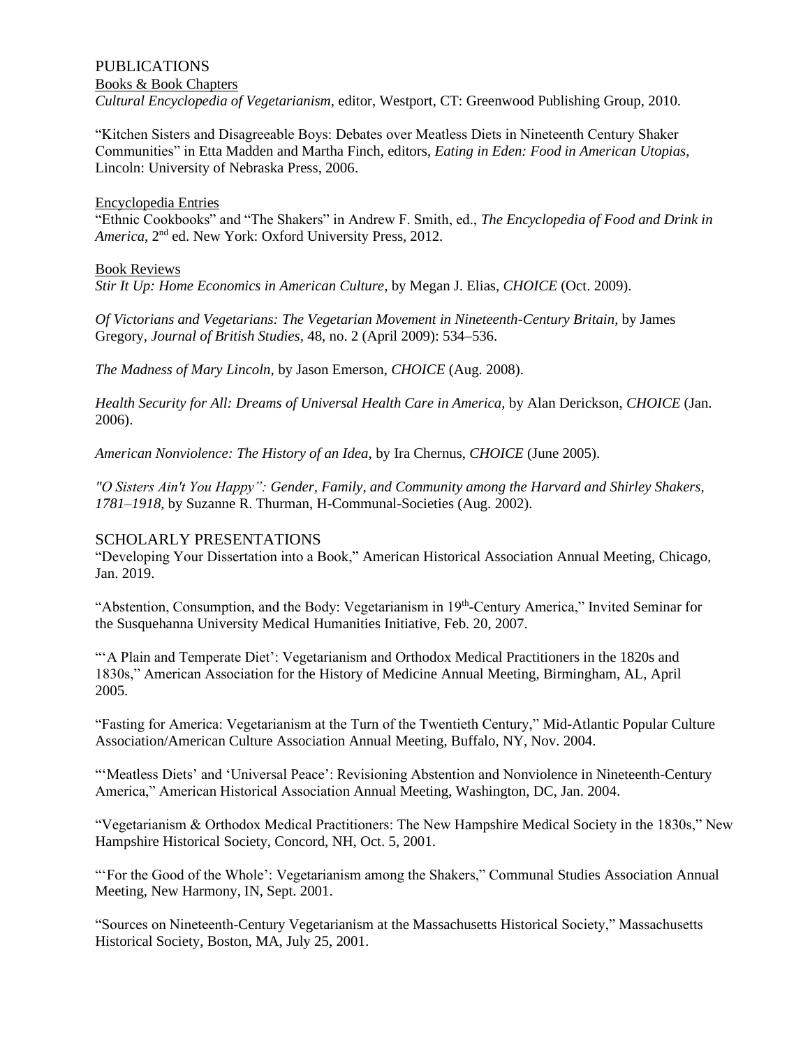## PUBLICATIONS

<u>Books & Book Chapters</u>

*Cultural Encyclopedia of Vegetarianism*, editor, Westport, CT: Greenwood Publishing Group, 2010.

"Kitchen Sisters and Disagreeable Boys: Debates over Meatless Diets in Nineteenth Century Shaker Communities" in Etta Madden and Martha Finch, editors, *Eating in Eden: Food in American Utopias*, Lincoln: University of Nebraska Press, 2006.

<u>Encyclopedia Entries</u>

"Ethnic Cookbooks" and "The Shakers" in Andrew F. Smith, ed., *The Encyclopedia of Food and Drink in America*, 2nd ed. New York: Oxford University Press, 2012.

<u>Book Reviews</u>

*Stir It Up: Home Economics in American Culture,* by Megan J. Elias, *CHOICE* (Oct. 2009).

*Of Victorians and Vegetarians: The Vegetarian Movement in Nineteenth-Century Britain,* by James Gregory, *Journal of British Studies*, 48, no. 2 (April 2009): 534–536.

*The Madness of Mary Lincoln,* by Jason Emerson, *CHOICE* (Aug. 2008).

*Health Security for All: Dreams of Universal Health Care in America,* by Alan Derickson, *CHOICE* (Jan. 2006).

*American Nonviolence: The History of an Idea,* by Ira Chernus, *CHOICE* (June 2005).

*"O Sisters Ain't You Happy": Gender, Family, and Community among the Harvard and Shirley Shakers, 1781–1918,* by Suzanne R. Thurman, H-Communal-Societies (Aug. 2002).

## SCHOLARLY PRESENTATIONS

"Developing Your Dissertation into a Book," American Historical Association Annual Meeting, Chicago, Jan. 2019.

"Abstention, Consumption, and the Body: Vegetarianism in 19th-Century America," Invited Seminar for the Susquehanna University Medical Humanities Initiative, Feb. 20, 2007.

"'A Plain and Temperate Diet': Vegetarianism and Orthodox Medical Practitioners in the 1820s and 1830s," American Association for the History of Medicine Annual Meeting, Birmingham, AL, April 2005.

"Fasting for America: Vegetarianism at the Turn of the Twentieth Century," Mid-Atlantic Popular Culture Association/American Culture Association Annual Meeting, Buffalo, NY, Nov. 2004.

"'Meatless Diets' and 'Universal Peace': Revisioning Abstention and Nonviolence in Nineteenth-Century America," American Historical Association Annual Meeting, Washington, DC, Jan. 2004.

"Vegetarianism & Orthodox Medical Practitioners: The New Hampshire Medical Society in the 1830s," New Hampshire Historical Society, Concord, NH, Oct. 5, 2001.

"'For the Good of the Whole': Vegetarianism among the Shakers," Communal Studies Association Annual Meeting, New Harmony, IN, Sept. 2001.

"Sources on Nineteenth-Century Vegetarianism at the Massachusetts Historical Society," Massachusetts Historical Society, Boston, MA, July 25, 2001.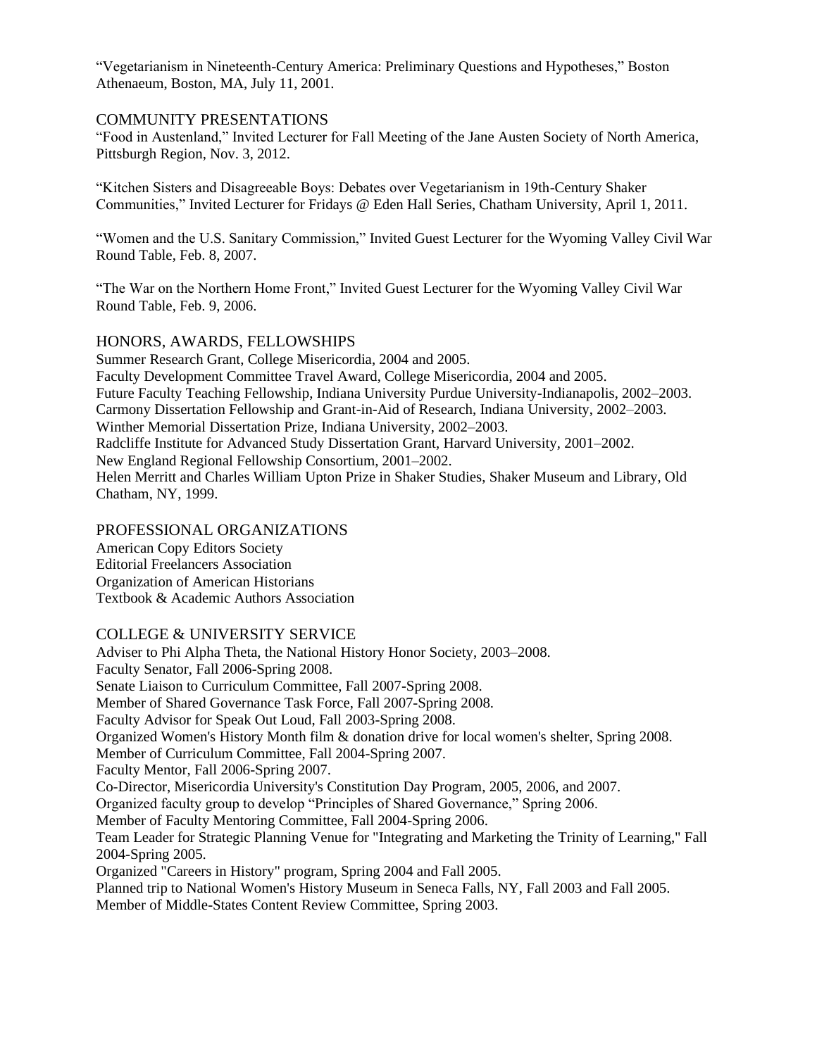“Vegetarianism in Nineteenth-Century America: Preliminary Questions and Hypotheses,” Boston Athenaeum, Boston, MA, July 11, 2001.

## COMMUNITY PRESENTATIONS

“Food in Austenland,” Invited Lecturer for Fall Meeting of the Jane Austen Society of North America, Pittsburgh Region, Nov. 3, 2012.

“Kitchen Sisters and Disagreeable Boys: Debates over Vegetarianism in 19th-Century Shaker Communities,” Invited Lecturer for Fridays @ Eden Hall Series, Chatham University, April 1, 2011.

“Women and the U.S. Sanitary Commission,” Invited Guest Lecturer for the Wyoming Valley Civil War Round Table, Feb. 8, 2007.

“The War on the Northern Home Front,” Invited Guest Lecturer for the Wyoming Valley Civil War Round Table, Feb. 9, 2006.

## HONORS, AWARDS, FELLOWSHIPS

Summer Research Grant, College Misericordia, 2004 and 2005.
Faculty Development Committee Travel Award, College Misericordia, 2004 and 2005.
Future Faculty Teaching Fellowship, Indiana University Purdue University-Indianapolis, 2002–2003.
Carmony Dissertation Fellowship and Grant-in-Aid of Research, Indiana University, 2002–2003.
Winther Memorial Dissertation Prize, Indiana University, 2002–2003.
Radcliffe Institute for Advanced Study Dissertation Grant, Harvard University, 2001–2002.
New England Regional Fellowship Consortium, 2001–2002.
Helen Merritt and Charles William Upton Prize in Shaker Studies, Shaker Museum and Library, Old Chatham, NY, 1999.

## PROFESSIONAL ORGANIZATIONS

American Copy Editors Society
Editorial Freelancers Association
Organization of American Historians
Textbook & Academic Authors Association

## COLLEGE & UNIVERSITY SERVICE

Adviser to Phi Alpha Theta, the National History Honor Society, 2003–2008.
Faculty Senator, Fall 2006-Spring 2008.
Senate Liaison to Curriculum Committee, Fall 2007-Spring 2008.
Member of Shared Governance Task Force, Fall 2007-Spring 2008.
Faculty Advisor for Speak Out Loud, Fall 2003-Spring 2008.
Organized Women's History Month film & donation drive for local women's shelter, Spring 2008.
Member of Curriculum Committee, Fall 2004-Spring 2007.
Faculty Mentor, Fall 2006-Spring 2007.
Co-Director, Misericordia University's Constitution Day Program, 2005, 2006, and 2007.
Organized faculty group to develop “Principles of Shared Governance,” Spring 2006.
Member of Faculty Mentoring Committee, Fall 2004-Spring 2006.
Team Leader for Strategic Planning Venue for "Integrating and Marketing the Trinity of Learning," Fall 2004-Spring 2005.
Organized "Careers in History" program, Spring 2004 and Fall 2005.
Planned trip to National Women's History Museum in Seneca Falls, NY, Fall 2003 and Fall 2005.
Member of Middle-States Content Review Committee, Spring 2003.